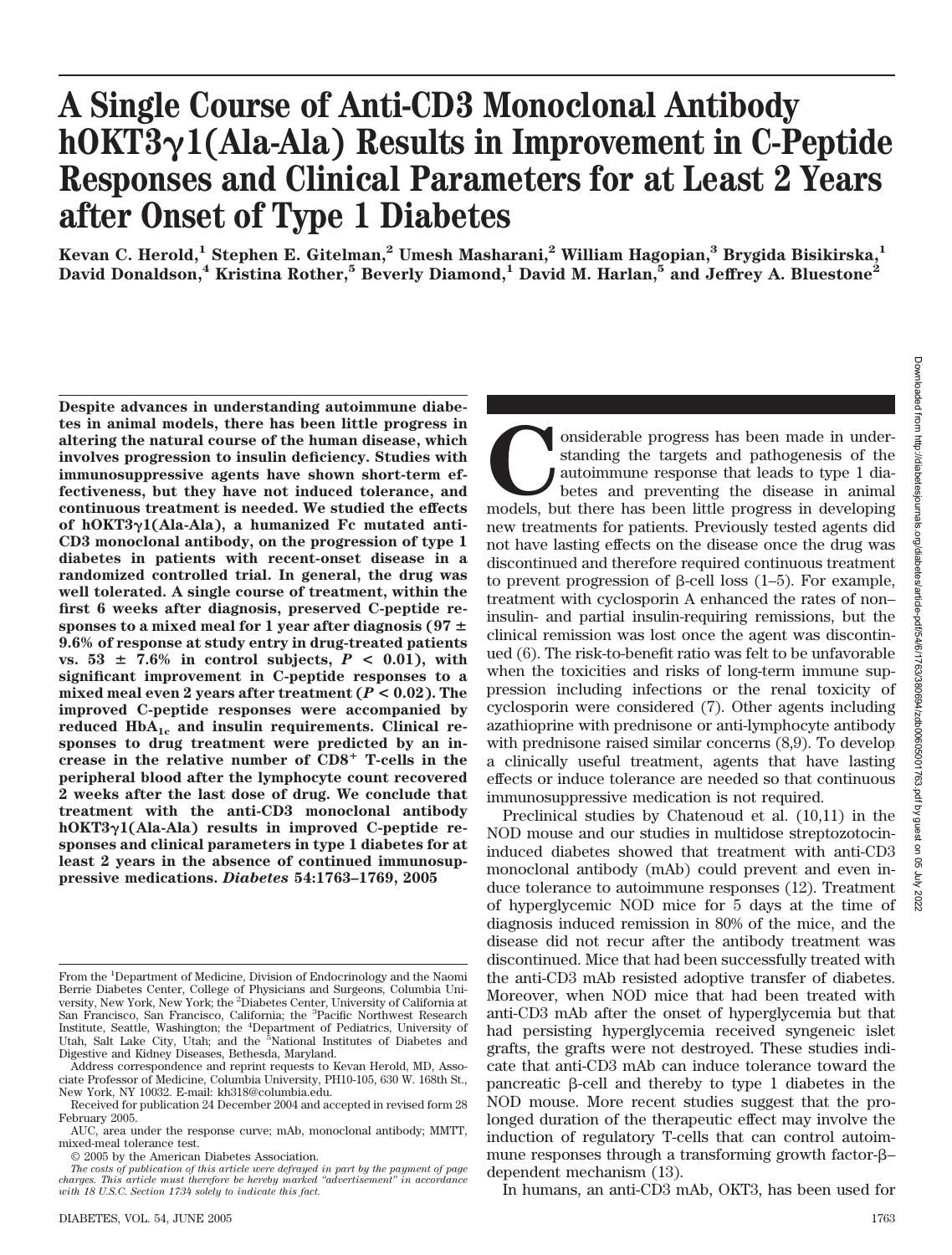# A Single Course of Anti-CD3 Monoclonal Antibody hOKT3γ1(Ala-Ala) Results in Improvement in C-Peptide Responses and Clinical Parameters for at Least 2 Years after Onset of Type 1 Diabetes

**Kevan C. Herold,[1] Stephen E. Gitelman,[2] Umesh Masharani,[2] William Hagopian,[3] Brygida Bisikirska,[1] David Donaldson,[4] Kristina Rother,[5] Beverly Diamond,[1] David M. Harlan,[5] and Jeffrey A. Bluestone[2]**

**Despite advances in understanding autoimmune diabetes in animal models, there has been little progress in altering the natural course of the human disease, which involves progression to insulin deficiency. Studies with immunosuppressive agents have shown short-term effectiveness, but they have not induced tolerance, and continuous treatment is needed. We studied the effects of hOKT3γ1(Ala-Ala), a humanized Fc mutated anti-CD3 monoclonal antibody, on the progression of type 1 diabetes in patients with recent-onset disease in a randomized controlled trial. In general, the drug was well tolerated. A single course of treatment, within the first 6 weeks after diagnosis, preserved C-peptide responses to a mixed meal for 1 year after diagnosis (97 ± 9.6% of response at study entry in drug-treated patients vs. 53 ± 7.6% in control subjects, $P < 0.01$), with significant improvement in C-peptide responses to a mixed meal even 2 years after treatment ($P < 0.02$). The improved C-peptide responses were accompanied by reduced $HbA_{1c}$ and insulin requirements. Clinical responses to drug treatment were predicted by an increase in the relative number of $CD8^+$ T-cells in the peripheral blood after the lymphocyte count recovered 2 weeks after the last dose of drug. We conclude that treatment with the anti-CD3 monoclonal antibody hOKT3γ1(Ala-Ala) results in improved C-peptide responses and clinical parameters in type 1 diabetes for at least 2 years in the absence of continued immunosuppressive medications.** ***Diabetes* 54:1763–1769, 2005**

From the [1]Department of Medicine, Division of Endocrinology and the Naomi Berrie Diabetes Center, College of Physicians and Surgeons, Columbia University, New York, New York; the [2]Diabetes Center, University of California at San Francisco, San Francisco, California; the [3]Pacific Northwest Research Institute, Seattle, Washington; the [4]Department of Pediatrics, University of Utah, Salt Lake City, Utah; and the [5]National Institutes of Diabetes and Digestive and Kidney Diseases, Bethesda, Maryland.

Address correspondence and reprint requests to Kevan Herold, MD, Associate Professor of Medicine, Columbia University, PH10-105, 630 W. 168th St., New York, NY 10032. E-mail: kh318@columbia.edu.

Received for publication 24 December 2004 and accepted in revised form 28 February 2005.

AUC, area under the response curve; mAb, monoclonal antibody; MMTT, mixed-meal tolerance test.

© 2005 by the American Diabetes Association.

*The costs of publication of this article were defrayed in part by the payment of page charges. This article must therefore be hereby marked "advertisement" in accordance with 18 U.S.C. Section 1734 solely to indicate this fact.*

Considerable progress has been made in understanding the targets and pathogenesis of the autoimmune response that leads to type 1 diabetes and preventing the disease in animal models, but there has been little progress in developing new treatments for patients. Previously tested agents did not have lasting effects on the disease once the drug was discontinued and therefore required continuous treatment to prevent progression of β-cell loss (1–5). For example, treatment with cyclosporin A enhanced the rates of non–insulin- and partial insulin-requiring remissions, but the clinical remission was lost once the agent was discontinued (6). The risk-to-benefit ratio was felt to be unfavorable when the toxicities and risks of long-term immune suppression including infections or the renal toxicity of cyclosporin were considered (7). Other agents including azathioprine with prednisone or anti-lymphocyte antibody with prednisone raised similar concerns (8,9). To develop a clinically useful treatment, agents that have lasting effects or induce tolerance are needed so that continuous immunosuppressive medication is not required.

Preclinical studies by Chatenoud et al. (10,11) in the NOD mouse and our studies in multidose streptozotocin-induced diabetes showed that treatment with anti-CD3 monoclonal antibody (mAb) could prevent and even induce tolerance to autoimmune responses (12). Treatment of hyperglycemic NOD mice for 5 days at the time of diagnosis induced remission in 80% of the mice, and the disease did not recur after the antibody treatment was discontinued. Mice that had been successfully treated with the anti-CD3 mAb resisted adoptive transfer of diabetes. Moreover, when NOD mice that had been treated with anti-CD3 mAb after the onset of hyperglycemia but that had persisting hyperglycemia received syngeneic islet grafts, the grafts were not destroyed. These studies indicate that anti-CD3 mAb can induce tolerance toward the pancreatic β-cell and thereby to type 1 diabetes in the NOD mouse. More recent studies suggest that the prolonged duration of the therapeutic effect may involve the induction of regulatory T-cells that can control autoimmune responses through a transforming growth factor-β–dependent mechanism (13).

In humans, an anti-CD3 mAb, OKT3, has been used for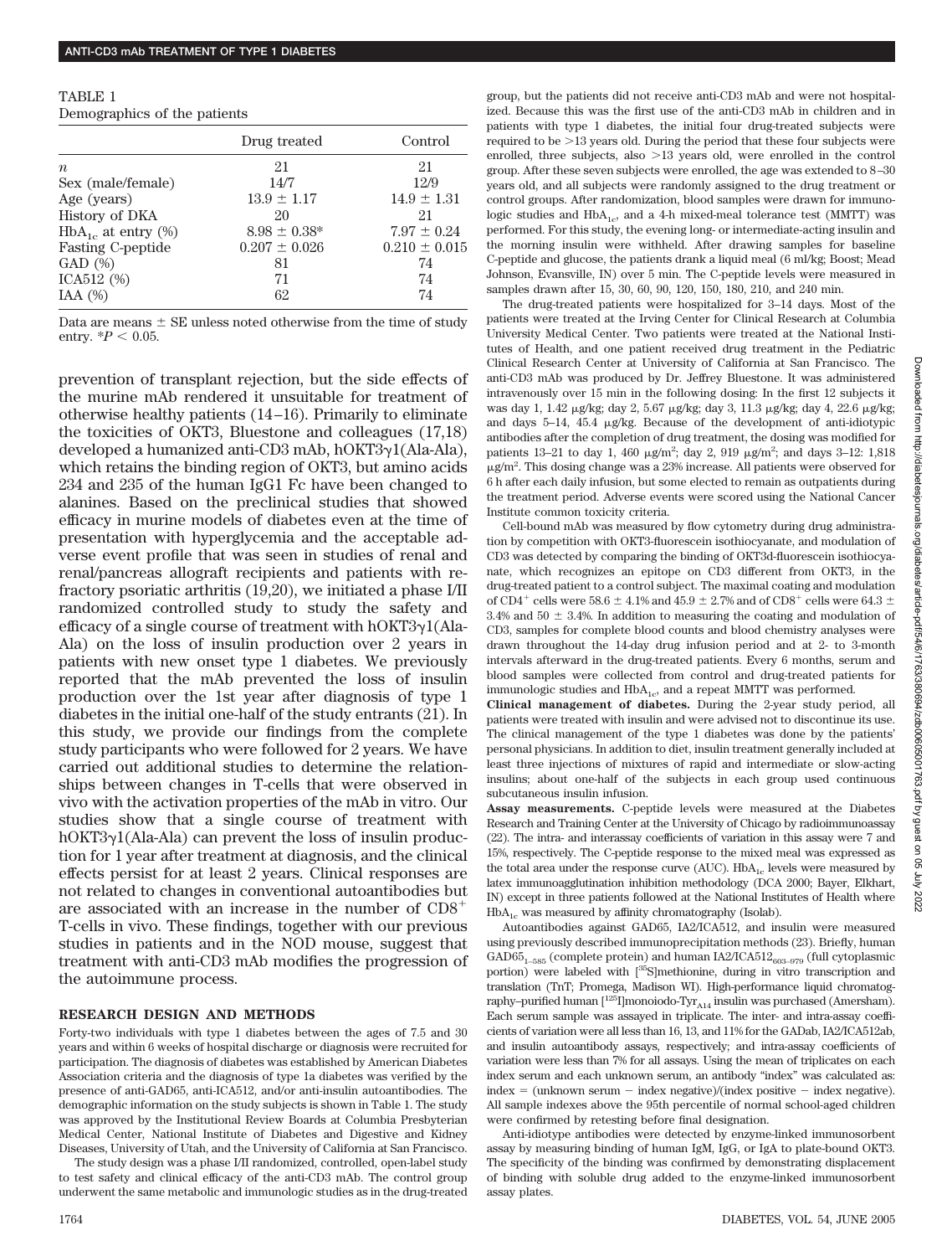TABLE 1
Demographics of the patients

| | Drug treated | Control |
|---|---|---|
| $n$ | 21 | 21 |
| Sex (male/female) | 14/7 | 12/9 |
| Age (years) | $13.9 \pm 1.17$ | $14.9 \pm 1.31$ |
| History of DKA | 20 | 21 |
| $HbA_{1c}$ at entry (%) | $8.98 \pm 0.38$* | $7.97 \pm 0.24$ |
| Fasting C-peptide | $0.207 \pm 0.026$ | $0.210 \pm 0.015$ |
| GAD (%) | 81 | 74 |
| ICA512 (%) | 71 | 74 |
| IAA (%) | 62 | 74 |

Data are means ± SE unless noted otherwise from the time of study entry. *$P < 0.05$.

prevention of transplant rejection, but the side effects of the murine mAb rendered it unsuitable for treatment of otherwise healthy patients (14–16). Primarily to eliminate the toxicities of OKT3, Bluestone and colleagues (17,18) developed a humanized anti-CD3 mAb, hOKT3γ1(Ala-Ala), which retains the binding region of OKT3, but amino acids 234 and 235 of the human IgG1 Fc have been changed to alanines. Based on the preclinical studies that showed efficacy in murine models of diabetes even at the time of presentation with hyperglycemia and the acceptable adverse event profile that was seen in studies of renal and renal/pancreas allograft recipients and patients with refractory psoriatic arthritis (19,20), we initiated a phase I/II randomized controlled study to study the safety and efficacy of a single course of treatment with hOKT3γ1(Ala-Ala) on the loss of insulin production over 2 years in patients with new onset type 1 diabetes. We previously reported that the mAb prevented the loss of insulin production over the 1st year after diagnosis of type 1 diabetes in the initial one-half of the study entrants (21). In this study, we provide our findings from the complete study participants who were followed for 2 years. We have carried out additional studies to determine the relationships between changes in T-cells that were observed in vivo with the activation properties of the mAb in vitro. Our studies show that a single course of treatment with hOKT3γ1(Ala-Ala) can prevent the loss of insulin production for 1 year after treatment at diagnosis, and the clinical effects persist for at least 2 years. Clinical responses are not related to changes in conventional autoantibodies but are associated with an increase in the number of $CD8^+$ T-cells in vivo. These findings, together with our previous studies in patients and in the NOD mouse, suggest that treatment with anti-CD3 mAb modifies the progression of the autoimmune process.

## RESEARCH DESIGN AND METHODS

Forty-two individuals with type 1 diabetes between the ages of 7.5 and 30 years and within 6 weeks of hospital discharge or diagnosis were recruited for participation. The diagnosis of diabetes was established by American Diabetes Association criteria and the diagnosis of type 1a diabetes was verified by the presence of anti-GAD65, anti-ICA512, and/or anti-insulin autoantibodies. The demographic information on the study subjects is shown in Table 1. The study was approved by the Institutional Review Boards at Columbia Presbyterian Medical Center, National Institute of Diabetes and Digestive and Kidney Diseases, University of Utah, and the University of California at San Francisco.

The study design was a phase I/II randomized, controlled, open-label study to test safety and clinical efficacy of the anti-CD3 mAb. The control group underwent the same metabolic and immunologic studies as in the drug-treated group, but the patients did not receive anti-CD3 mAb and were not hospitalized. Because this was the first use of the anti-CD3 mAb in children and in patients with type 1 diabetes, the initial four drug-treated subjects were required to be >13 years old. During the period that these four subjects were enrolled, three subjects, also >13 years old, were enrolled in the control group. After these seven subjects were enrolled, the age was extended to 8–30 years old, and all subjects were randomly assigned to the drug treatment or control groups. After randomization, blood samples were drawn for immunologic studies and $HbA_{1c}$, and a 4-h mixed-meal tolerance test (MMTT) was performed. For this study, the evening long- or intermediate-acting insulin and the morning insulin were withheld. After drawing samples for baseline C-peptide and glucose, the patients drank a liquid meal (6 ml/kg; Boost; Mead Johnson, Evansville, IN) over 5 min. The C-peptide levels were measured in samples drawn after 15, 30, 60, 90, 120, 150, 180, 210, and 240 min.

The drug-treated patients were hospitalized for 3–14 days. Most of the patients were treated at the Irving Center for Clinical Research at Columbia University Medical Center. Two patients were treated at the National Institutes of Health, and one patient received drug treatment in the Pediatric Clinical Research Center at University of California at San Francisco. The anti-CD3 mAb was produced by Dr. Jeffrey Bluestone. It was administered intravenously over 15 min in the following dosing: In the first 12 subjects it was day 1, 1.42 μg/kg; day 2, 5.67 μg/kg; day 3, 11.3 μg/kg; day 4, 22.6 μg/kg; and days 5–14, 45.4 μg/kg. Because of the development of anti-idiotypic antibodies after the completion of drug treatment, the dosing was modified for patients 13–21 to day 1, 460 μg/m²; day 2, 919 μg/m²; and days 3–12: 1,818 μg/m². This dosing change was a 23% increase. All patients were observed for 6 h after each daily infusion, but some elected to remain as outpatients during the treatment period. Adverse events were scored using the National Cancer Institute common toxicity criteria.

Cell-bound mAb was measured by flow cytometry during drug administration by competition with OKT3-fluorescein isothiocyanate, and modulation of CD3 was detected by comparing the binding of OKT3d-fluorescein isothiocyanate, which recognizes an epitope on CD3 different from OKT3, in the drug-treated patient to a control subject. The maximal coating and modulation of $CD4^+$ cells were $58.6 \pm 4.1$% and $45.9 \pm 2.7$% and of $CD8^+$ cells were $64.3 \pm 3.4$% and $50 \pm 3.4$%. In addition to measuring the coating and modulation of CD3, samples for complete blood counts and blood chemistry analyses were drawn throughout the 14-day drug infusion period and at 2- to 3-month intervals afterward in the drug-treated patients. Every 6 months, serum and blood samples were collected from control and drug-treated patients for immunologic studies and $HbA_{1c}$, and a repeat MMTT was performed.

**Clinical management of diabetes.** During the 2-year study period, all patients were treated with insulin and were advised not to discontinue its use. The clinical management of the type 1 diabetes was done by the patients' personal physicians. In addition to diet, insulin treatment generally included at least three injections of mixtures of rapid and intermediate or slow-acting insulins; about one-half of the subjects in each group used continuous subcutaneous insulin infusion.

**Assay measurements.** C-peptide levels were measured at the Diabetes Research and Training Center at the University of Chicago by radioimmunoassay (22). The intra- and interassay coefficients of variation in this assay were 7 and 15%, respectively. The C-peptide response to the mixed meal was expressed as the total area under the response curve (AUC). $HbA_{1c}$ levels were measured by latex immunoagglutination inhibition methodology (DCA 2000; Bayer, Elkhart, IN) except in three patients followed at the National Institutes of Health where $HbA_{1c}$ was measured by affinity chromatography (Isolab).

Autoantibodies against GAD65, IA2/ICA512, and insulin were measured using previously described immunoprecipitation methods (23). Briefly, human $GAD65_{1–585}$ (complete protein) and human $IA2/ICA512_{603–979}$ (full cytoplasmic portion) were labeled with [$^{35}$S]methionine, during in vitro transcription and translation (TnT; Promega, Madison WI). High-performance liquid chromatography–purified human [$^{125}$I]monoiodo-$Tyr_{A14}$ insulin was purchased (Amersham). Each serum sample was assayed in triplicate. The inter- and intra-assay coefficients of variation were all less than 16, 13, and 11% for the GADab, IA2/ICA512ab, and insulin autoantibody assays, respectively; and intra-assay coefficients of variation were less than 7% for all assays. Using the mean of triplicates on each index serum and each unknown serum, an antibody "index" was calculated as: index = (unknown serum − index negative)/(index positive − index negative). All sample indexes above the 95th percentile of normal school-aged children were confirmed by retesting before final designation.

Anti-idiotype antibodies were detected by enzyme-linked immunosorbent assay by measuring binding of human IgM, IgG, or IgA to plate-bound OKT3. The specificity of the binding was confirmed by demonstrating displacement of binding with soluble drug added to the enzyme-linked immunosorbent assay plates.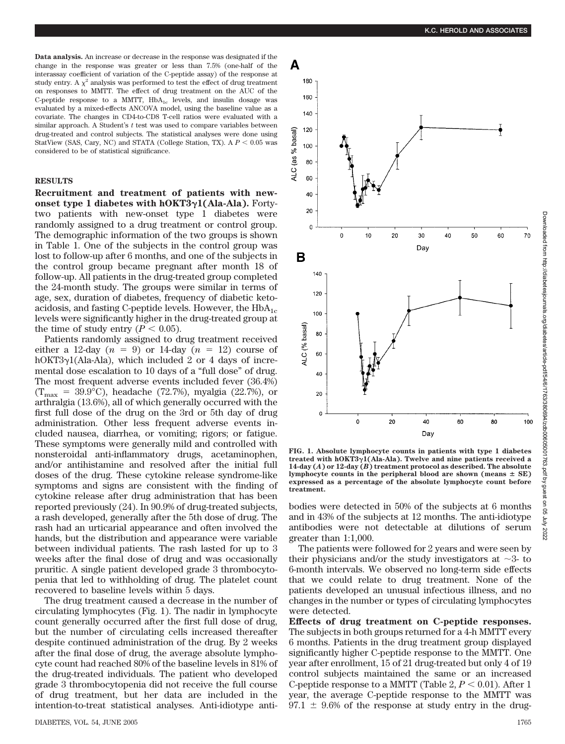**Data analysis.** An increase or decrease in the response was designated if the change in the response was greater or less than 7.5% (one-half of the interassay coefficient of variation of the C-peptide assay) of the response at study entry. A $\chi^2$ analysis was performed to test the effect of drug treatment on responses to MMTT. The effect of drug treatment on the AUC of the C-peptide response to a MMTT, $HbA_{1c}$ levels, and insulin dosage was evaluated by a mixed-effects ANCOVA model, using the baseline value as a covariate. The changes in CD4-to-CD8 T-cell ratios were evaluated with a similar approach. A Student's *t* test was used to compare variables between drug-treated and control subjects. The statistical analyses were done using StatView (SAS, Cary, NC) and STATA (College Station, TX). A $P < 0.05$ was considered to be of statistical significance.

## RESULTS

**Recruitment and treatment of patients with new-onset type 1 diabetes with hOKT3γ1(Ala-Ala).** Forty-two patients with new-onset type 1 diabetes were randomly assigned to a drug treatment or control group. The demographic information of the two groups is shown in Table 1. One of the subjects in the control group was lost to follow-up after 6 months, and one of the subjects in the control group became pregnant after month 18 of follow-up. All patients in the drug-treated group completed the 24-month study. The groups were similar in terms of age, sex, duration of diabetes, frequency of diabetic ketoacidosis, and fasting C-peptide levels. However, the $HbA_{1c}$ levels were significantly higher in the drug-treated group at the time of study entry ($P < 0.05$).

Patients randomly assigned to drug treatment received either a 12-day ($n = 9$) or 14-day ($n = 12$) course of hOKT3γ1(Ala-Ala), which included 2 or 4 days of incremental dose escalation to 10 days of a "full dose" of drug. The most frequent adverse events included fever (36.4%) ($T_{max} = 39.9°C$), headache (72.7%), myalgia (22.7%), or arthralgia (13.6%), all of which generally occurred with the first full dose of the drug on the 3rd or 5th day of drug administration. Other less frequent adverse events included nausea, diarrhea, or vomiting; rigors; or fatigue. These symptoms were generally mild and controlled with nonsteroidal anti-inflammatory drugs, acetaminophen, and/or antihistamine and resolved after the initial full doses of the drug. These cytokine release syndrome-like symptoms and signs are consistent with the finding of cytokine release after drug administration that has been reported previously (24). In 90.9% of drug-treated subjects, a rash developed, generally after the 5th dose of drug. The rash had an urticarial appearance and often involved the hands, but the distribution and appearance were variable between individual patients. The rash lasted for up to 3 weeks after the final dose of drug and was occasionally pruritic. A single patient developed grade 3 thrombocytopenia that led to withholding of drug. The platelet count recovered to baseline levels within 5 days.

The drug treatment caused a decrease in the number of circulating lymphocytes (Fig. 1). The nadir in lymphocyte count generally occurred after the first full dose of drug, but the number of circulating cells increased thereafter despite continued administration of the drug. By 2 weeks after the final dose of drug, the average absolute lymphocyte count had reached 80% of the baseline levels in 81% of the drug-treated individuals. The patient who developed grade 3 thrombocytopenia did not receive the full course of drug treatment, but her data are included in the intention-to-treat statistical analyses. Anti-idiotype antibodies were detected in 50% of the subjects at 6 months and in 43% of the subjects at 12 months. The anti-idiotype antibodies were not detectable at dilutions of serum greater than 1:1,000.

**FIG. 1. Absolute lymphocyte counts in patients with type 1 diabetes treated with hOKT3γ1(Ala-Ala). Twelve and nine patients received a 14-day (*A*) or 12-day (*B*) treatment protocol as described. The absolute lymphocyte counts in the peripheral blood are shown (means ± SE) expressed as a percentage of the absolute lymphocyte count before treatment.**

The patients were followed for 2 years and were seen by their physicians and/or the study investigators at ~3- to 6-month intervals. We observed no long-term side effects that we could relate to drug treatment. None of the patients developed an unusual infectious illness, and no changes in the number or types of circulating lymphocytes were detected.

**Effects of drug treatment on C-peptide responses.** The subjects in both groups returned for a 4-h MMTT every 6 months. Patients in the drug treatment group displayed significantly higher C-peptide response to the MMTT. One year after enrollment, 15 of 21 drug-treated but only 4 of 19 control subjects maintained the same or an increased C-peptide response to a MMTT (Table 2, $P < 0.01$). After 1 year, the average C-peptide response to the MMTT was $97.1 \pm 9.6\%$ of the response at study entry in the drug-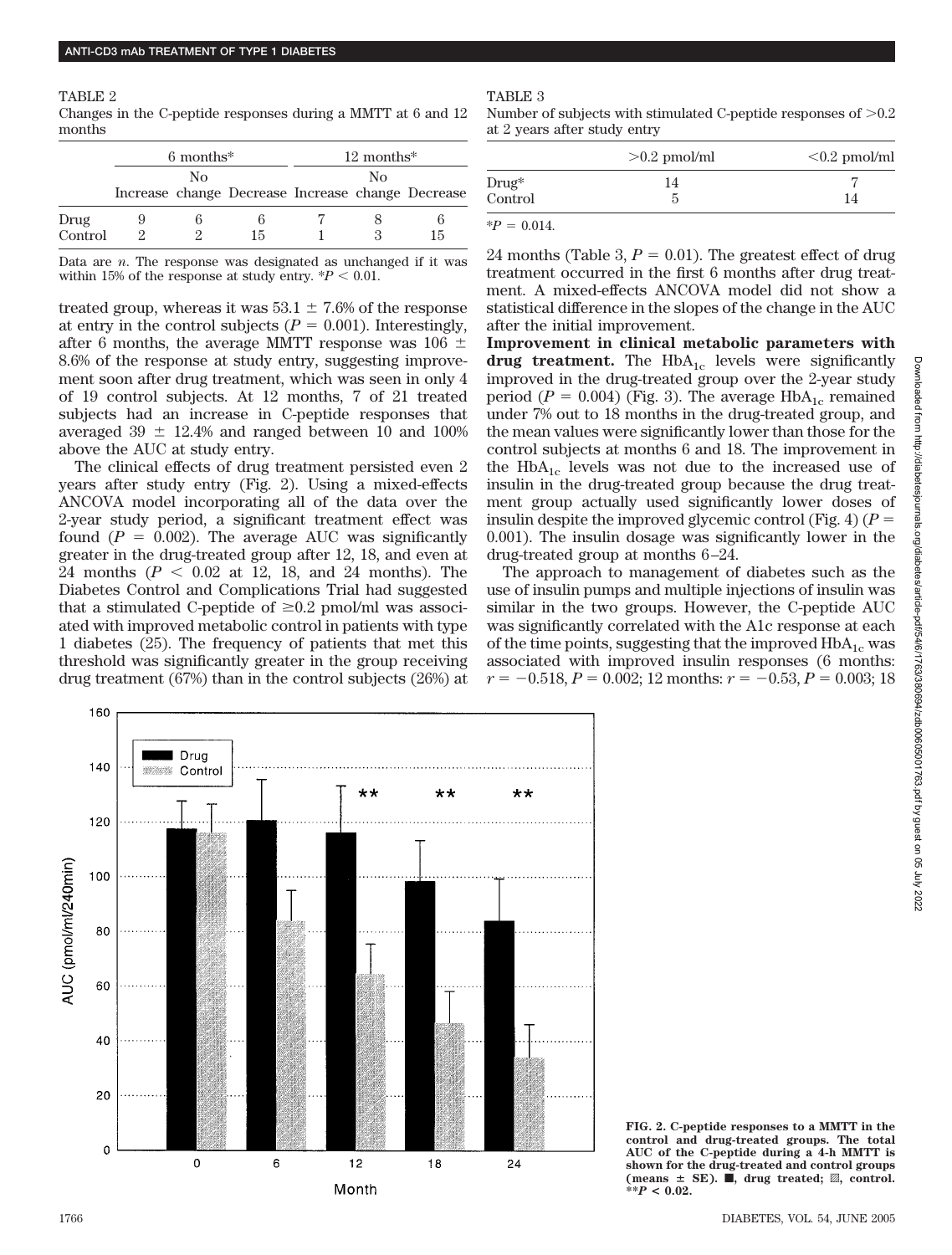TABLE 2

Changes in the C-peptide responses during a MMTT at 6 and 12 months

| | 6 months* | | | 12 months* | | |
|---|---|---|---|---|---|---|
| | Increase | No change | Decrease | Increase | No change | Decrease |
| Drug | 9 | 6 | 6 | 7 | 8 | 6 |
| Control | 2 | 2 | 15 | 1 | 3 | 15 |

Data are *n*. The response was designated as unchanged if it was within 15% of the response at study entry. *$P < 0.01$.

treated group, whereas it was $53.1 \pm 7.6\%$ of the response at entry in the control subjects ($P = 0.001$). Interestingly, after 6 months, the average MMTT response was $106 \pm 8.6\%$ of the response at study entry, suggesting improvement soon after drug treatment, which was seen in only 4 of 19 control subjects. At 12 months, 7 of 21 treated subjects had an increase in C-peptide responses that averaged $39 \pm 12.4\%$ and ranged between 10 and 100% above the AUC at study entry.

The clinical effects of drug treatment persisted even 2 years after study entry (Fig. 2). Using a mixed-effects ANCOVA model incorporating all of the data over the 2-year study period, a significant treatment effect was found ($P = 0.002$). The average AUC was significantly greater in the drug-treated group after 12, 18, and even at 24 months ($P < 0.02$ at 12, 18, and 24 months). The Diabetes Control and Complications Trial had suggested that a stimulated C-peptide of $\geq$0.2 pmol/ml was associated with improved metabolic control in patients with type 1 diabetes (25). The frequency of patients that met this threshold was significantly greater in the group receiving drug treatment (67%) than in the control subjects (26%) at 24 months (Table 3, $P = 0.01$). The greatest effect of drug treatment occurred in the first 6 months after drug treatment. A mixed-effects ANCOVA model did not show a statistical difference in the slopes of the change in the AUC after the initial improvement.

TABLE 3

Number of subjects with stimulated C-peptide responses of >0.2 at 2 years after study entry

| | >0.2 pmol/ml | <0.2 pmol/ml |
|---|---|---|
| Drug* | 14 | 7 |
| Control | 5 | 14 |

*$P = 0.014$.

**Improvement in clinical metabolic parameters with drug treatment.** The $HbA_{1c}$ levels were significantly improved in the drug-treated group over the 2-year study period ($P = 0.004$) (Fig. 3). The average $HbA_{1c}$ remained under 7% out to 18 months in the drug-treated group, and the mean values were significantly lower than those for the control subjects at months 6 and 18. The improvement in the $HbA_{1c}$ levels was not due to the increased use of insulin in the drug-treated group because the drug treatment group actually used significantly lower doses of insulin despite the improved glycemic control (Fig. 4) ($P = 0.001$). The insulin dosage was significantly lower in the drug-treated group at months 6–24.

The approach to management of diabetes such as the use of insulin pumps and multiple injections of insulin was similar in the two groups. However, the C-peptide AUC was significantly correlated with the A1c response at each of the time points, suggesting that the improved $HbA_{1c}$ was associated with improved insulin responses (6 months: $r = -0.518$, $P = 0.002$; 12 months: $r = -0.53$, $P = 0.003$; 18

**FIG. 2. C-peptide responses to a MMTT in the control and drug-treated groups. The total AUC of the C-peptide during a 4-h MMTT is shown for the drug-treated and control groups (means ± SE). ■, drug treated; ▨, control. **$P < 0.02$.**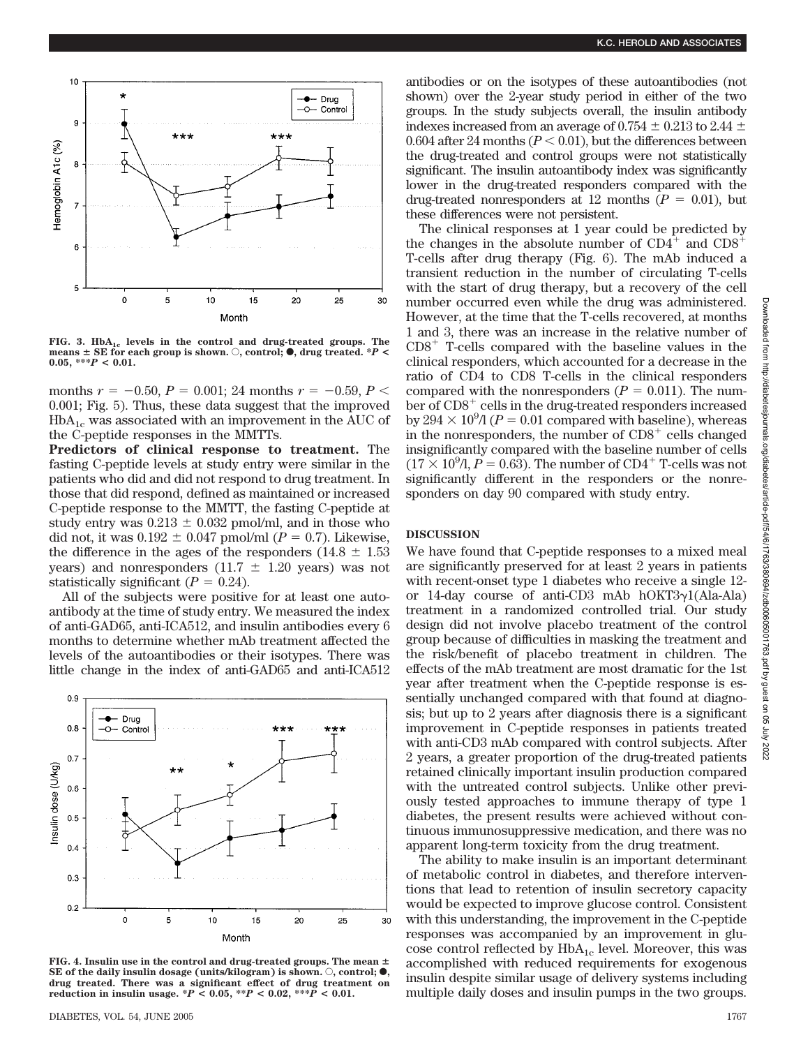FIG. 3. $HbA_{1c}$ levels in the control and drug-treated groups. The means ± SE for each group is shown. ○, control; ●, drug treated. *$P < 0.05$, ***$P < 0.01$.

months $r = -0.50$, $P = 0.001$; 24 months $r = -0.59$, $P < 0.001$; Fig. 5). Thus, these data suggest that the improved $HbA_{1c}$ was associated with an improvement in the AUC of the C-peptide responses in the MMTTs.

**Predictors of clinical response to treatment.** The fasting C-peptide levels at study entry were similar in the patients who did and did not respond to drug treatment. In those that did respond, defined as maintained or increased C-peptide response to the MMTT, the fasting C-peptide at study entry was 0.213 ± 0.032 pmol/ml, and in those who did not, it was 0.192 ± 0.047 pmol/ml ($P = 0.7$). Likewise, the difference in the ages of the responders (14.8 ± 1.53 years) and nonresponders (11.7 ± 1.20 years) was not statistically significant ($P = 0.24$).

All of the subjects were positive for at least one autoantibody at the time of study entry. We measured the index of anti-GAD65, anti-ICA512, and insulin antibodies every 6 months to determine whether mAb treatment affected the levels of the autoantibodies or their isotypes. There was little change in the index of anti-GAD65 and anti-ICA512 antibodies or on the isotypes of these autoantibodies (not shown) over the 2-year study period in either of the two groups. In the study subjects overall, the insulin antibody indexes increased from an average of 0.754 ± 0.213 to 2.44 ± 0.604 after 24 months ($P < 0.01$), but the differences between the drug-treated and control groups were not statistically significant. The insulin autoantibody index was significantly lower in the drug-treated responders compared with the drug-treated nonresponders at 12 months ($P = 0.01$), but these differences were not persistent.

The clinical responses at 1 year could be predicted by the changes in the absolute number of $CD4^+$ and $CD8^+$ T-cells after drug therapy (Fig. 6). The mAb induced a transient reduction in the number of circulating T-cells with the start of drug therapy, but a recovery of the cell number occurred even while the drug was administered. However, at the time that the T-cells recovered, at months 1 and 3, there was an increase in the relative number of $CD8^+$ T-cells compared with the baseline values in the clinical responders, which accounted for a decrease in the ratio of CD4 to CD8 T-cells in the clinical responders compared with the nonresponders ($P = 0.011$). The number of $CD8^+$ cells in the drug-treated responders increased by $294 \times 10^9$/l ($P = 0.01$ compared with baseline), whereas in the nonresponders, the number of $CD8^+$ cells changed insignificantly compared with the baseline number of cells ($17 \times 10^9$/l, $P = 0.63$). The number of $CD4^+$ T-cells was not significantly different in the responders or the nonresponders on day 90 compared with study entry.

FIG. 4. Insulin use in the control and drug-treated groups. The mean ± SE of the daily insulin dosage (units/kilogram) is shown. ○, control; ●, drug treated. There was a significant effect of drug treatment on reduction in insulin usage. *$P < 0.05$, **$P < 0.02$, ***$P < 0.01$.

## DISCUSSION

We have found that C-peptide responses to a mixed meal are significantly preserved for at least 2 years in patients with recent-onset type 1 diabetes who receive a single 12- or 14-day course of anti-CD3 mAb hOKT3γ1(Ala-Ala) treatment in a randomized controlled trial. Our study design did not involve placebo treatment of the control group because of difficulties in masking the treatment and the risk/benefit of placebo treatment in children. The effects of the mAb treatment are most dramatic for the 1st year after treatment when the C-peptide response is essentially unchanged compared with that found at diagnosis; but up to 2 years after diagnosis there is a significant improvement in C-peptide responses in patients treated with anti-CD3 mAb compared with control subjects. After 2 years, a greater proportion of the drug-treated patients retained clinically important insulin production compared with the untreated control subjects. Unlike other previously tested approaches to immune therapy of type 1 diabetes, the present results were achieved without continuous immunosuppressive medication, and there was no apparent long-term toxicity from the drug treatment.

The ability to make insulin is an important determinant of metabolic control in diabetes, and therefore interventions that lead to retention of insulin secretory capacity would be expected to improve glucose control. Consistent with this understanding, the improvement in the C-peptide responses was accompanied by an improvement in glucose control reflected by $HbA_{1c}$ level. Moreover, this was accomplished with reduced requirements for exogenous insulin despite similar usage of delivery systems including multiple daily doses and insulin pumps in the two groups.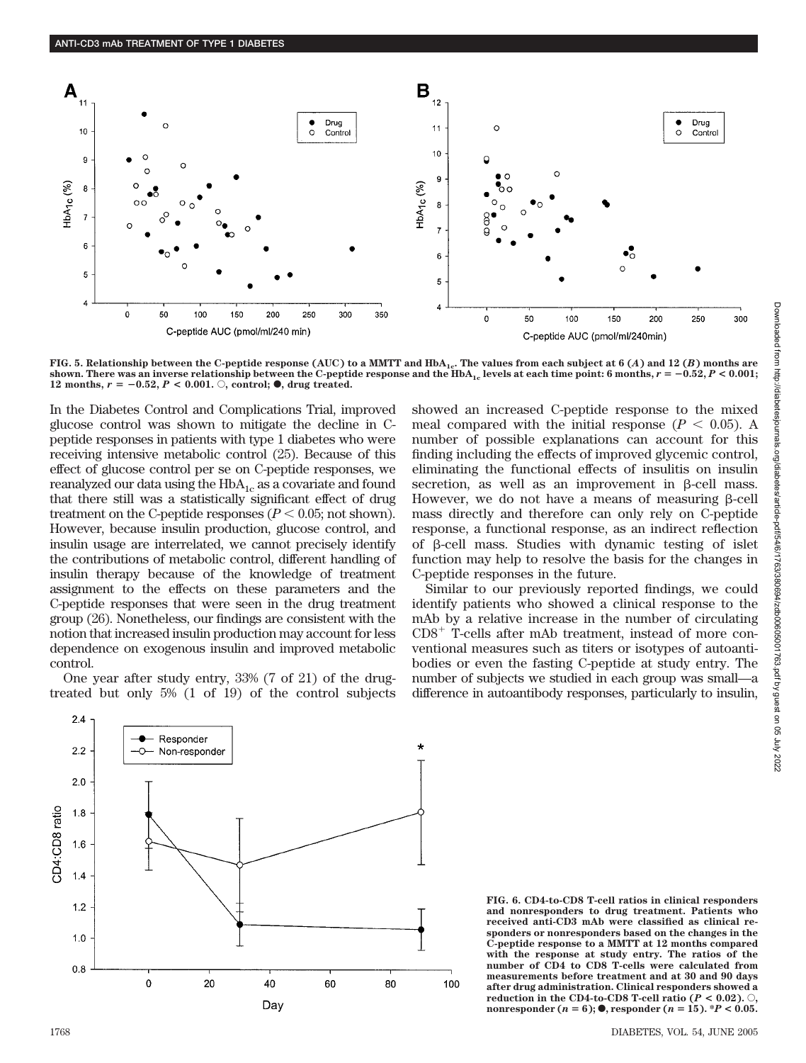FIG. 5. Relationship between the C-peptide response (AUC) to a MMTT and $HbA_{1c}$. The values from each subject at 6 (*A*) and 12 (*B*) months are shown. There was an inverse relationship between the C-peptide response and the $HbA_{1c}$ levels at each time point: 6 months, $r = -0.52$, $P < 0.001$; 12 months, $r = -0.52$, $P < 0.001$. ○, control; ●, drug treated.

In the Diabetes Control and Complications Trial, improved glucose control was shown to mitigate the decline in C-peptide responses in patients with type 1 diabetes who were receiving intensive metabolic control (25). Because of this effect of glucose control per se on C-peptide responses, we reanalyzed our data using the $HbA_{1c}$ as a covariate and found that there still was a statistically significant effect of drug treatment on the C-peptide responses ($P < 0.05$; not shown). However, because insulin production, glucose control, and insulin usage are interrelated, we cannot precisely identify the contributions of metabolic control, different handling of insulin therapy because of the knowledge of treatment assignment to the effects on these parameters and the C-peptide responses that were seen in the drug treatment group (26). Nonetheless, our findings are consistent with the notion that increased insulin production may account for less dependence on exogenous insulin and improved metabolic control.

One year after study entry, 33% (7 of 21) of the drug-treated but only 5% (1 of 19) of the control subjects showed an increased C-peptide response to the mixed meal compared with the initial response ($P < 0.05$). A number of possible explanations can account for this finding including the effects of improved glycemic control, eliminating the functional effects of insulitis on insulin secretion, as well as an improvement in β-cell mass. However, we do not have a means of measuring β-cell mass directly and therefore can only rely on C-peptide response, a functional response, as an indirect reflection of β-cell mass. Studies with dynamic testing of islet function may help to resolve the basis for the changes in C-peptide responses in the future.

Similar to our previously reported findings, we could identify patients who showed a clinical response to the mAb by a relative increase in the number of circulating $CD8^+$ T-cells after mAb treatment, instead of more conventional measures such as titers or isotypes of autoantibodies or even the fasting C-peptide at study entry. The number of subjects we studied in each group was small—a difference in autoantibody responses, particularly to insulin,

FIG. 6. CD4-to-CD8 T-cell ratios in clinical responders and nonresponders to drug treatment. Patients who received anti-CD3 mAb were classified as clinical responders or nonresponders based on the changes in the C-peptide response to a MMTT at 12 months compared with the response at study entry. The ratios of the number of CD4 to CD8 T-cells were calculated from measurements before treatment and at 30 and 90 days after drug administration. Clinical responders showed a reduction in the CD4-to-CD8 T-cell ratio ($P < 0.02$). ○, nonresponder ($n = 6$); ●, responder ($n = 15$). *$P < 0.05$.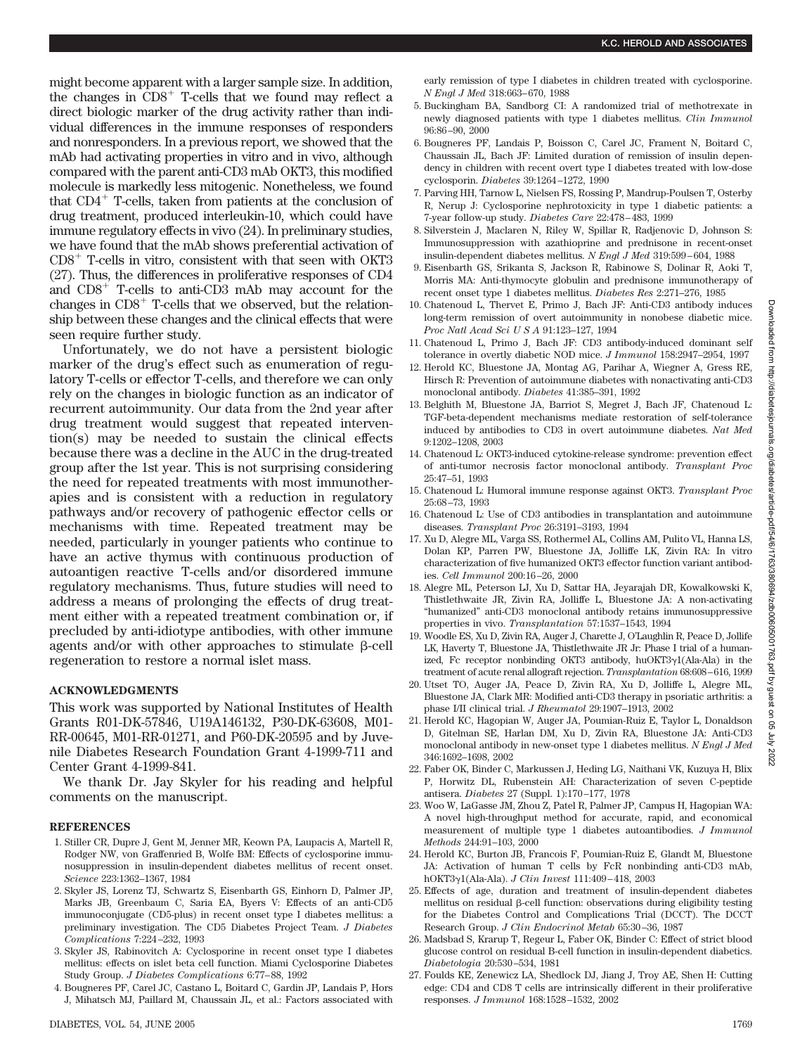might become apparent with a larger sample size. In addition, the changes in $CD8^+$ T-cells that we found may reflect a direct biologic marker of the drug activity rather than individual differences in the immune responses of responders and nonresponders. In a previous report, we showed that the mAb had activating properties in vitro and in vivo, although compared with the parent anti-CD3 mAb OKT3, this modified molecule is markedly less mitogenic. Nonetheless, we found that $CD4^+$ T-cells, taken from patients at the conclusion of drug treatment, produced interleukin-10, which could have immune regulatory effects in vivo (24). In preliminary studies, we have found that the mAb shows preferential activation of $CD8^+$ T-cells in vitro, consistent with that seen with OKT3 (27). Thus, the differences in proliferative responses of CD4 and $CD8^+$ T-cells to anti-CD3 mAb may account for the changes in $CD8^+$ T-cells that we observed, but the relationship between these changes and the clinical effects that were seen require further study.

Unfortunately, we do not have a persistent biologic marker of the drug's effect such as enumeration of regulatory T-cells or effector T-cells, and therefore we can only rely on the changes in biologic function as an indicator of recurrent autoimmunity. Our data from the 2nd year after drug treatment would suggest that repeated intervention(s) may be needed to sustain the clinical effects because there was a decline in the AUC in the drug-treated group after the 1st year. This is not surprising considering the need for repeated treatments with most immunotherapies and is consistent with a reduction in regulatory pathways and/or recovery of pathogenic effector cells or mechanisms with time. Repeated treatment may be needed, particularly in younger patients who continue to have an active thymus with continuous production of autoantigen reactive T-cells and/or disordered immune regulatory mechanisms. Thus, future studies will need to address a means of prolonging the effects of drug treatment either with a repeated treatment combination or, if precluded by anti-idiotype antibodies, with other immune agents and/or with other approaches to stimulate β-cell regeneration to restore a normal islet mass.

## ACKNOWLEDGMENTS

This work was supported by National Institutes of Health Grants R01-DK-57846, U19A146132, P30-DK-63608, M01-RR-00645, M01-RR-01271, and P60-DK-20595 and by Juvenile Diabetes Research Foundation Grant 4-1999-711 and Center Grant 4-1999-841.

We thank Dr. Jay Skyler for his reading and helpful comments on the manuscript.

## REFERENCES

1. Stiller CR, Dupre J, Gent M, Jenner MR, Keown PA, Laupacis A, Martell R, Rodger NW, von Graffenried B, Wolfe BM: Effects of cyclosporine immunosuppression in insulin-dependent diabetes mellitus of recent onset. *Science* 223:1362–1367, 1984
2. Skyler JS, Lorenz TJ, Schwartz S, Eisenbarth GS, Einhorn D, Palmer JP, Marks JB, Greenbaum C, Saria EA, Byers V: Effects of an anti-CD5 immunoconjugate (CD5-plus) in recent onset type I diabetes mellitus: a preliminary investigation. The CD5 Diabetes Project Team. *J Diabetes Complications* 7:224–232, 1993
3. Skyler JS, Rabinovitch A: Cyclosporine in recent onset type I diabetes mellitus: effects on islet beta cell function. Miami Cyclosporine Diabetes Study Group. *J Diabetes Complications* 6:77–88, 1992
4. Bougneres PF, Carel JC, Castano L, Boitard C, Gardin JP, Landais P, Hors J, Mihatsch MJ, Paillard M, Chaussain JL, et al.: Factors associated with early remission of type I diabetes in children treated with cyclosporine. *N Engl J Med* 318:663–670, 1988
5. Buckingham BA, Sandborg CI: A randomized trial of methotrexate in newly diagnosed patients with type 1 diabetes mellitus. *Clin Immunol* 96:86–90, 2000
6. Bougneres PF, Landais P, Boisson C, Carel JC, Frament N, Boitard C, Chaussain JL, Bach JF: Limited duration of remission of insulin dependency in children with recent overt type I diabetes treated with low-dose cyclosporin. *Diabetes* 39:1264–1272, 1990
7. Parving HH, Tarnow L, Nielsen FS, Rossing P, Mandrup-Poulsen T, Osterby R, Nerup J: Cyclosporine nephrotoxicity in type 1 diabetic patients: a 7-year follow-up study. *Diabetes Care* 22:478–483, 1999
8. Silverstein J, Maclaren N, Riley W, Spillar R, Radjenovic D, Johnson S: Immunosuppression with azathioprine and prednisone in recent-onset insulin-dependent diabetes mellitus. *N Engl J Med* 319:599–604, 1988
9. Eisenbarth GS, Srikanta S, Jackson R, Rabinowe S, Dolinar R, Aoki T, Morris MA: Anti-thymocyte globulin and prednisone immunotherapy of recent onset type 1 diabetes mellitus. *Diabetes Res* 2:271–276, 1985
10. Chatenoud L, Thervet E, Primo J, Bach JF: Anti-CD3 antibody induces long-term remission of overt autoimmunity in nonobese diabetic mice. *Proc Natl Acad Sci U S A* 91:123–127, 1994
11. Chatenoud L, Primo J, Bach JF: CD3 antibody-induced dominant self tolerance in overtly diabetic NOD mice. *J Immunol* 158:2947–2954, 1997
12. Herold KC, Bluestone JA, Montag AG, Parihar A, Wiegner A, Gress RE, Hirsch R: Prevention of autoimmune diabetes with nonactivating anti-CD3 monoclonal antibody. *Diabetes* 41:385–391, 1992
13. Belghith M, Bluestone JA, Barriot S, Megret J, Bach JF, Chatenoud L: TGF-beta-dependent mechanisms mediate restoration of self-tolerance induced by antibodies to CD3 in overt autoimmune diabetes. *Nat Med* 9:1202–1208, 2003
14. Chatenoud L: OKT3-induced cytokine-release syndrome: prevention effect of anti-tumor necrosis factor monoclonal antibody. *Transplant Proc* 25:47–51, 1993
15. Chatenoud L: Humoral immune response against OKT3. *Transplant Proc* 25:68–73, 1993
16. Chatenoud L: Use of CD3 antibodies in transplantation and autoimmune diseases. *Transplant Proc* 26:3191–3193, 1994
17. Xu D, Alegre ML, Varga SS, Rothermel AL, Collins AM, Pulito VL, Hanna LS, Dolan KP, Parren PW, Bluestone JA, Jolliffe LK, Zivin RA: In vitro characterization of five humanized OKT3 effector function variant antibodies. *Cell Immunol* 200:16–26, 2000
18. Alegre ML, Peterson LJ, Xu D, Sattar HA, Jeyarajah DR, Kowalkowski K, Thistlethwaite JR, Zivin RA, Jolliffe L, Bluestone JA: A non-activating "humanized" anti-CD3 monoclonal antibody retains immunosuppressive properties in vivo. *Transplantation* 57:1537–1543, 1994
19. Woodle ES, Xu D, Zivin RA, Auger J, Charette J, O'Laughlin R, Peace D, Jollife LK, Haverty T, Bluestone JA, Thistlethwaite JR Jr: Phase I trial of a humanized, Fc receptor nonbinding OKT3 antibody, huOKT3γ1(Ala-Ala) in the treatment of acute renal allograft rejection. *Transplantation* 68:608–616, 1999
20. Utset TO, Auger JA, Peace D, Zivin RA, Xu D, Jolliffe L, Alegre ML, Bluestone JA, Clark MR: Modified anti-CD3 therapy in psoriatic arthritis: a phase I/II clinical trial. *J Rheumatol* 29:1907–1913, 2002
21. Herold KC, Hagopian W, Auger JA, Poumian-Ruiz E, Taylor L, Donaldson D, Gitelman SE, Harlan DM, Xu D, Zivin RA, Bluestone JA: Anti-CD3 monoclonal antibody in new-onset type 1 diabetes mellitus. *N Engl J Med* 346:1692–1698, 2002
22. Faber OK, Binder C, Markussen J, Heding LG, Naithani VK, Kuzuya H, Blix P, Horwitz DL, Rubenstein AH: Characterization of seven C-peptide antisera. *Diabetes* 27 (Suppl. 1):170–177, 1978
23. Woo W, LaGasse JM, Zhou Z, Patel R, Palmer JP, Campus H, Hagopian WA: A novel high-throughput method for accurate, rapid, and economical measurement of multiple type 1 diabetes autoantibodies. *J Immunol Methods* 244:91–103, 2000
24. Herold KC, Burton JB, Francois F, Poumian-Ruiz E, Glandt M, Bluestone JA: Activation of human T cells by FcR nonbinding anti-CD3 mAb, hOKT3γ1(Ala-Ala). *J Clin Invest* 111:409–418, 2003
25. Effects of age, duration and treatment of insulin-dependent diabetes mellitus on residual β-cell function: observations during eligibility testing for the Diabetes Control and Complications Trial (DCCT). The DCCT Research Group. *J Clin Endocrinol Metab* 65:30–36, 1987
26. Madsbad S, Krarup T, Regeur L, Faber OK, Binder C: Effect of strict blood glucose control on residual B-cell function in insulin-dependent diabetics. *Diabetologia* 20:530–534, 1981
27. Foulds KE, Zenewicz LA, Shedlock DJ, Jiang J, Troy AE, Shen H: Cutting edge: CD4 and CD8 T cells are intrinsically different in their proliferative responses. *J Immunol* 168:1528–1532, 2002